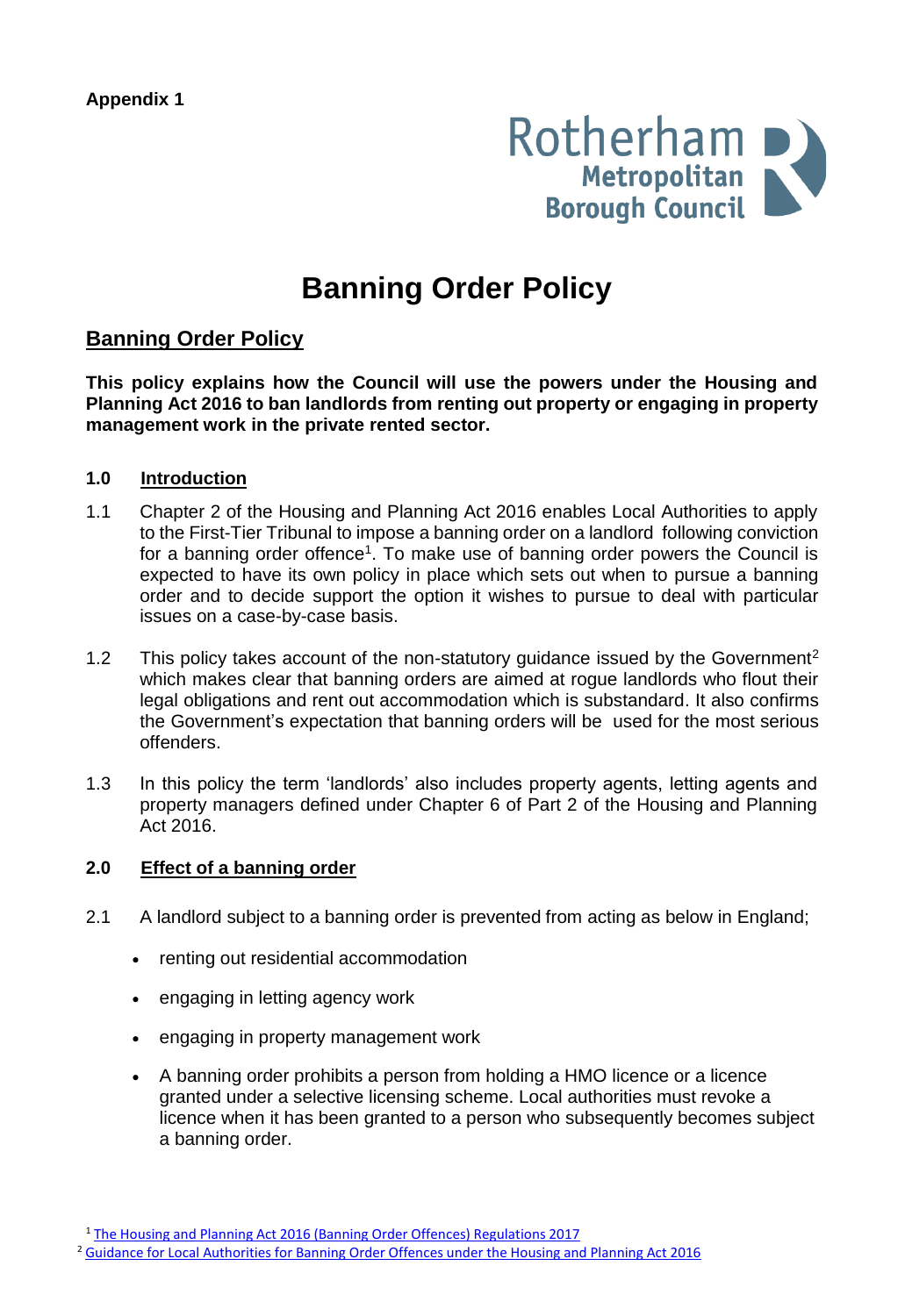**Appendix 1**

Rotherham Metropolitan Borough Council

# Banning Order Policy

## Banning Order Policy

**This policy explains how the Council will use the powers under the Housing and Planning Act 2016 to ban landlords from renting out property or engaging in property management work in the private rented sector.**

### 1.0 Introduction

1.1 Chapter 2 of the Housing and Planning Act 2016 enables Local Authorities to apply to the First-Tier Tribunal to impose a banning order on a landlord following conviction for a banning order offence[1]. To make use of banning order powers the Council is expected to have its own policy in place which sets out when to pursue a banning order and to decide support the option it wishes to pursue to deal with particular issues on a case-by-case basis.

1.2 This policy takes account of the non-statutory guidance issued by the Government[2] which makes clear that banning orders are aimed at rogue landlords who flout their legal obligations and rent out accommodation which is substandard. It also confirms the Government's expectation that banning orders will be used for the most serious offenders.

1.3 In this policy the term 'landlords' also includes property agents, letting agents and property managers defined under Chapter 6 of Part 2 of the Housing and Planning Act 2016.

### 2.0 Effect of a banning order

2.1 A landlord subject to a banning order is prevented from acting as below in England;

- renting out residential accommodation
- engaging in letting agency work
- engaging in property management work
- A banning order prohibits a person from holding a HMO licence or a licence granted under a selective licensing scheme. Local authorities must revoke a licence when it has been granted to a person who subsequently becomes subject a banning order.

[1] The Housing and Planning Act 2016 (Banning Order Offences) Regulations 2017

[2] Guidance for Local Authorities for Banning Order Offences under the Housing and Planning Act 2016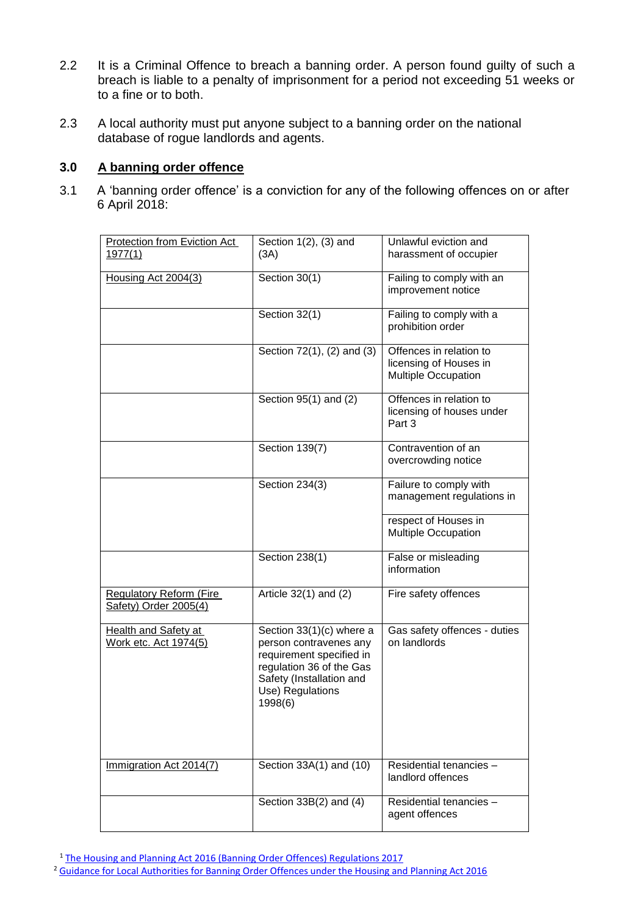2.2 It is a Criminal Offence to breach a banning order. A person found guilty of such a breach is liable to a penalty of imprisonment for a period not exceeding 51 weeks or to a fine or to both.

2.3 A local authority must put anyone subject to a banning order on the national database of rogue landlords and agents.

## 3.0 A banning order offence

3.1 A 'banning order offence' is a conviction for any of the following offences on or after 6 April 2018:

| | | |
|---|---|---|
| Protection from Eviction Act 1977(1) | Section 1(2), (3) and (3A) | Unlawful eviction and harassment of occupier |
| Housing Act 2004(3) | Section 30(1) | Failing to comply with an improvement notice |
| | Section 32(1) | Failing to comply with a prohibition order |
| | Section 72(1), (2) and (3) | Offences in relation to licensing of Houses in Multiple Occupation |
| | Section 95(1) and (2) | Offences in relation to licensing of houses under Part 3 |
| | Section 139(7) | Contravention of an overcrowding notice |
| | Section 234(3) | Failure to comply with management regulations in respect of Houses in Multiple Occupation |
| | Section 238(1) | False or misleading information |
| Regulatory Reform (Fire Safety) Order 2005(4) | Article 32(1) and (2) | Fire safety offences |
| Health and Safety at Work etc. Act 1974(5) | Section 33(1)(c) where a person contravenes any requirement specified in regulation 36 of the Gas Safety (Installation and Use) Regulations 1998(6) | Gas safety offences - duties on landlords |
| Immigration Act 2014(7) | Section 33A(1) and (10) | Residential tenancies – landlord offences |
| | Section 33B(2) and (4) | Residential tenancies – agent offences |

[1] The Housing and Planning Act 2016 (Banning Order Offences) Regulations 2017

[2] Guidance for Local Authorities for Banning Order Offences under the Housing and Planning Act 2016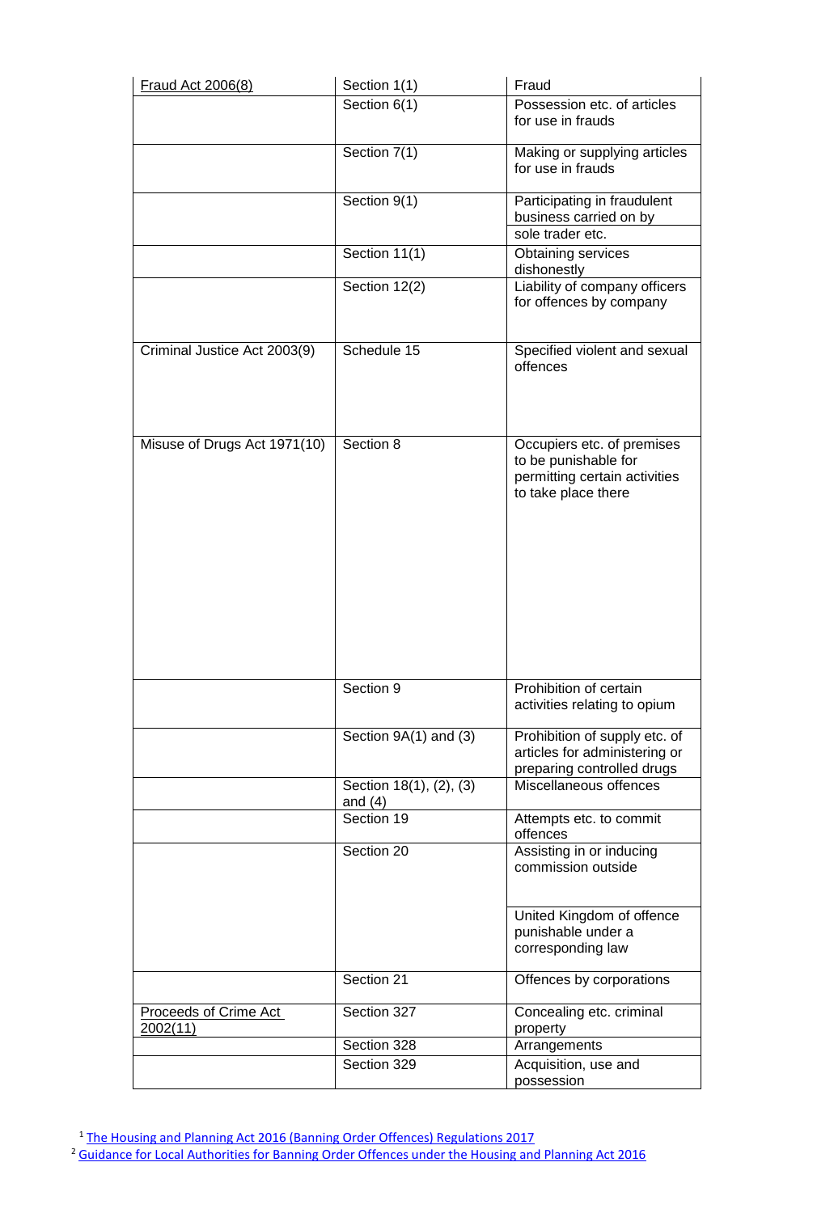| Fraud Act 2006(8) | Section 1(1) | Fraud |
|---|---|---|
| | Section 6(1) | Possession etc. of articles for use in frauds |
| | Section 7(1) | Making or supplying articles for use in frauds |
| | Section 9(1) | Participating in fraudulent business carried on by sole trader etc. |
| | Section 11(1) | Obtaining services dishonestly |
| | Section 12(2) | Liability of company officers for offences by company |
| Criminal Justice Act 2003(9) | Schedule 15 | Specified violent and sexual offences |
| Misuse of Drugs Act 1971(10) | Section 8 | Occupiers etc. of premises to be punishable for permitting certain activities to take place there |
| | Section 9 | Prohibition of certain activities relating to opium |
| | Section 9A(1) and (3) | Prohibition of supply etc. of articles for administering or preparing controlled drugs |
| | Section 18(1), (2), (3) and (4) | Miscellaneous offences |
| | Section 19 | Attempts etc. to commit offences |
| | Section 20 | Assisting in or inducing commission outside United Kingdom of offence punishable under a corresponding law |
| | Section 21 | Offences by corporations |
| Proceeds of Crime Act 2002(11) | Section 327 | Concealing etc. criminal property |
| | Section 328 | Arrangements |
| | Section 329 | Acquisition, use and possession |

[1] The Housing and Planning Act 2016 (Banning Order Offences) Regulations 2017

[2] Guidance for Local Authorities for Banning Order Offences under the Housing and Planning Act 2016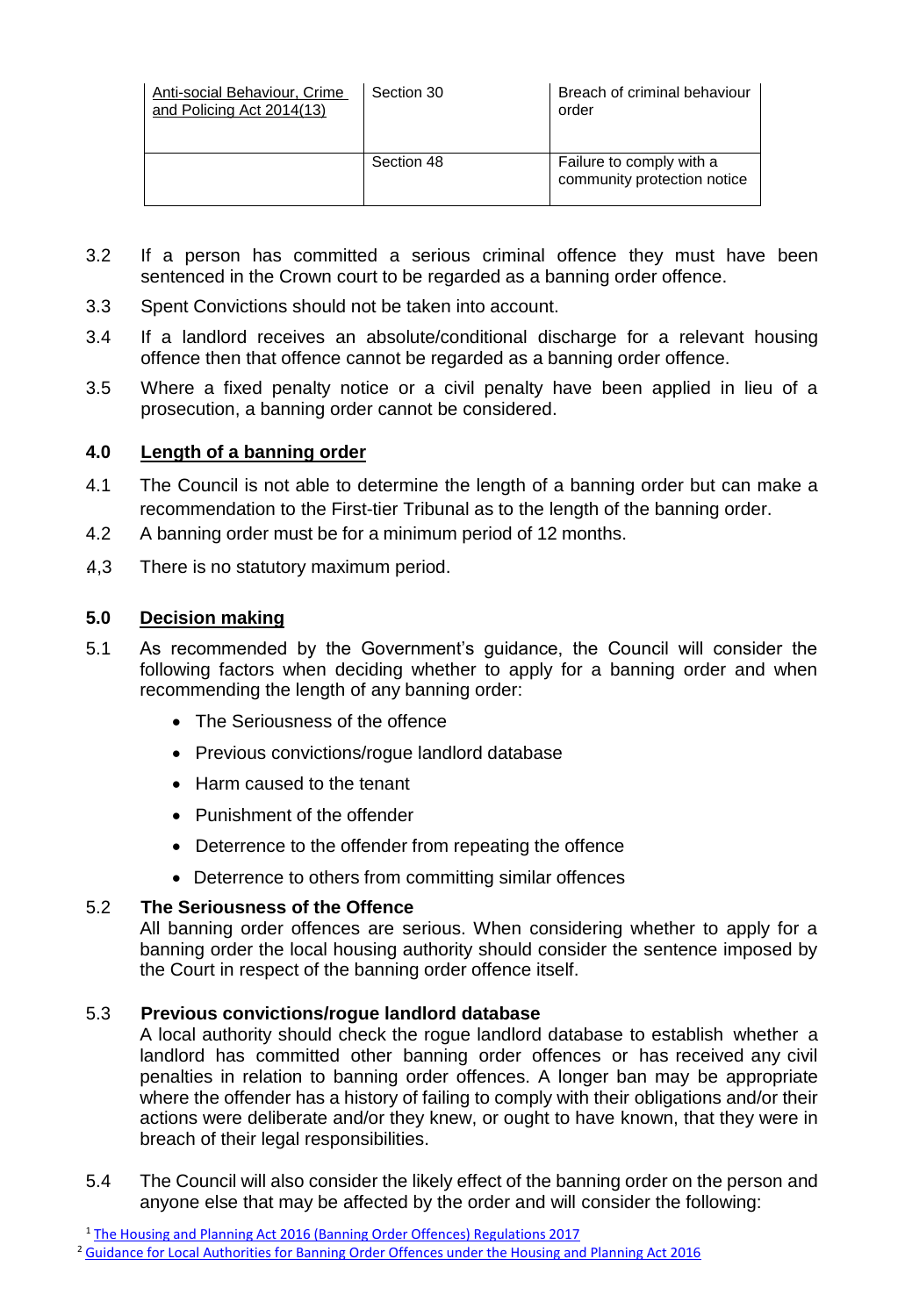| Anti-social Behaviour, Crime and Policing Act 2014(13) | Section 30 | Breach of criminal behaviour order |
|---|---|---|
| | Section 48 | Failure to comply with a community protection notice |

3.2 If a person has committed a serious criminal offence they must have been sentenced in the Crown court to be regarded as a banning order offence.

3.3 Spent Convictions should not be taken into account.

3.4 If a landlord receives an absolute/conditional discharge for a relevant housing offence then that offence cannot be regarded as a banning order offence.

3.5 Where a fixed penalty notice or a civil penalty have been applied in lieu of a prosecution, a banning order cannot be considered.

## 4.0 Length of a banning order

4.1 The Council is not able to determine the length of a banning order but can make a recommendation to the First-tier Tribunal as to the length of the banning order.

4.2 A banning order must be for a minimum period of 12 months.

4,3 There is no statutory maximum period.

## 5.0 Decision making

5.1 As recommended by the Government's guidance, the Council will consider the following factors when deciding whether to apply for a banning order and when recommending the length of any banning order:

- The Seriousness of the offence
- Previous convictions/rogue landlord database
- Harm caused to the tenant
- Punishment of the offender
- Deterrence to the offender from repeating the offence
- Deterrence to others from committing similar offences

5.2 **The Seriousness of the Offence**
All banning order offences are serious. When considering whether to apply for a banning order the local housing authority should consider the sentence imposed by the Court in respect of the banning order offence itself.

5.3 **Previous convictions/rogue landlord database**
A local authority should check the rogue landlord database to establish whether a landlord has committed other banning order offences or has received any civil penalties in relation to banning order offences. A longer ban may be appropriate where the offender has a history of failing to comply with their obligations and/or their actions were deliberate and/or they knew, or ought to have known, that they were in breach of their legal responsibilities.

5.4 The Council will also consider the likely effect of the banning order on the person and anyone else that may be affected by the order and will consider the following:

[1] The Housing and Planning Act 2016 (Banning Order Offences) Regulations 2017

[2] Guidance for Local Authorities for Banning Order Offences under the Housing and Planning Act 2016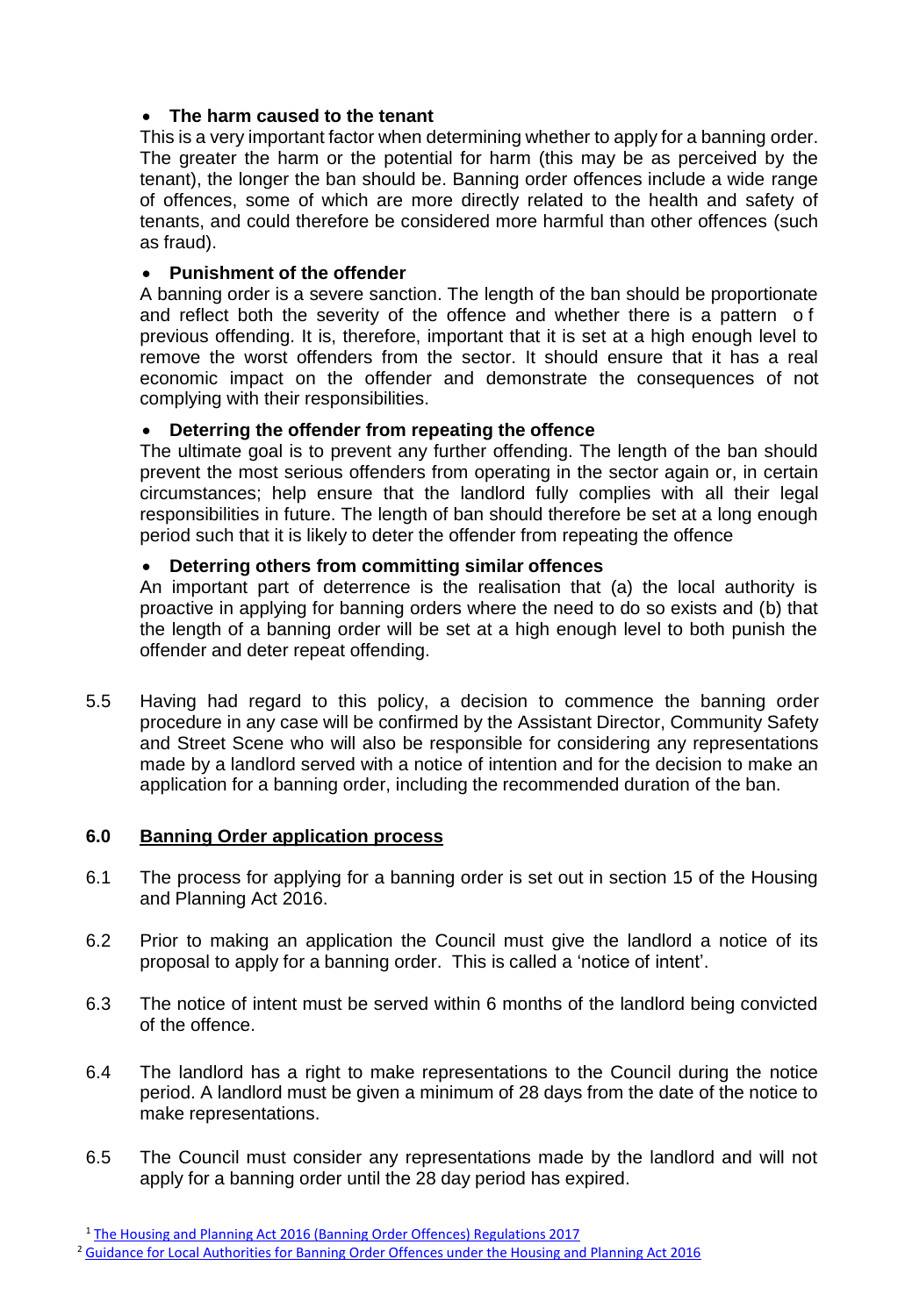- **The harm caused to the tenant**
  This is a very important factor when determining whether to apply for a banning order. The greater the harm or the potential for harm (this may be as perceived by the tenant), the longer the ban should be. Banning order offences include a wide range of offences, some of which are more directly related to the health and safety of tenants, and could therefore be considered more harmful than other offences (such as fraud).

- **Punishment of the offender**
  A banning order is a severe sanction. The length of the ban should be proportionate and reflect both the severity of the offence and whether there is a pattern of previous offending. It is, therefore, important that it is set at a high enough level to remove the worst offenders from the sector. It should ensure that it has a real economic impact on the offender and demonstrate the consequences of not complying with their responsibilities.

- **Deterring the offender from repeating the offence**
  The ultimate goal is to prevent any further offending. The length of the ban should prevent the most serious offenders from operating in the sector again or, in certain circumstances; help ensure that the landlord fully complies with all their legal responsibilities in future. The length of ban should therefore be set at a long enough period such that it is likely to deter the offender from repeating the offence

- **Deterring others from committing similar offences**
  An important part of deterrence is the realisation that (a) the local authority is proactive in applying for banning orders where the need to do so exists and (b) that the length of a banning order will be set at a high enough level to both punish the offender and deter repeat offending.

5.5 Having had regard to this policy, a decision to commence the banning order procedure in any case will be confirmed by the Assistant Director, Community Safety and Street Scene who will also be responsible for considering any representations made by a landlord served with a notice of intention and for the decision to make an application for a banning order, including the recommended duration of the ban.

## 6.0 Banning Order application process

6.1 The process for applying for a banning order is set out in section 15 of the Housing and Planning Act 2016.

6.2 Prior to making an application the Council must give the landlord a notice of its proposal to apply for a banning order. This is called a 'notice of intent'.

6.3 The notice of intent must be served within 6 months of the landlord being convicted of the offence.

6.4 The landlord has a right to make representations to the Council during the notice period. A landlord must be given a minimum of 28 days from the date of the notice to make representations.

6.5 The Council must consider any representations made by the landlord and will not apply for a banning order until the 28 day period has expired.

[1] The Housing and Planning Act 2016 (Banning Order Offences) Regulations 2017

[2] Guidance for Local Authorities for Banning Order Offences under the Housing and Planning Act 2016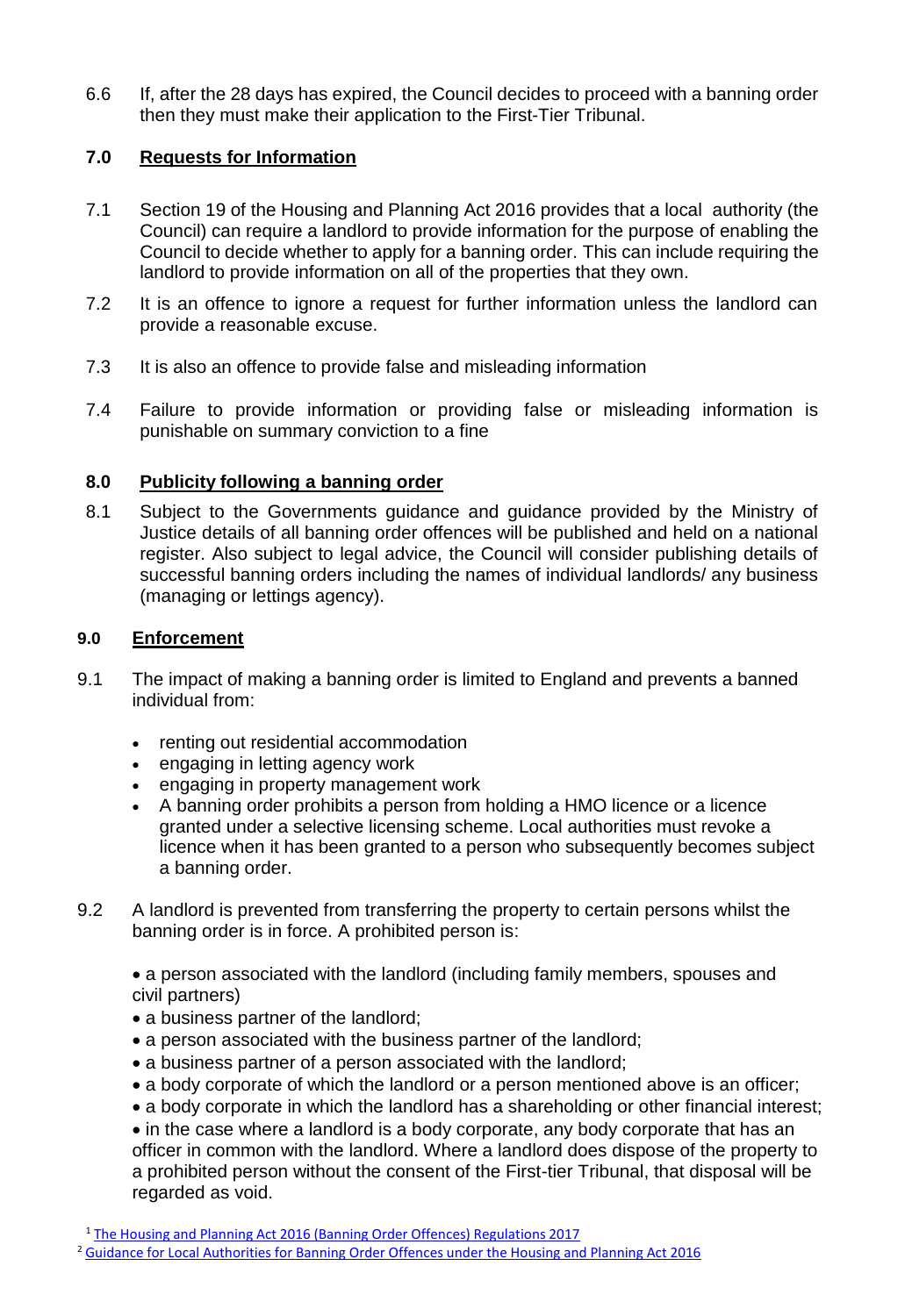6.6 If, after the 28 days has expired, the Council decides to proceed with a banning order then they must make their application to the First-Tier Tribunal.

## 7.0 Requests for Information

7.1 Section 19 of the Housing and Planning Act 2016 provides that a local authority (the Council) can require a landlord to provide information for the purpose of enabling the Council to decide whether to apply for a banning order. This can include requiring the landlord to provide information on all of the properties that they own.

7.2 It is an offence to ignore a request for further information unless the landlord can provide a reasonable excuse.

7.3 It is also an offence to provide false and misleading information

7.4 Failure to provide information or providing false or misleading information is punishable on summary conviction to a fine

## 8.0 Publicity following a banning order

8.1 Subject to the Governments guidance and guidance provided by the Ministry of Justice details of all banning order offences will be published and held on a national register. Also subject to legal advice, the Council will consider publishing details of successful banning orders including the names of individual landlords/ any business (managing or lettings agency).

## 9.0 Enforcement

9.1 The impact of making a banning order is limited to England and prevents a banned individual from:

- renting out residential accommodation
- engaging in letting agency work
- engaging in property management work
- A banning order prohibits a person from holding a HMO licence or a licence granted under a selective licensing scheme. Local authorities must revoke a licence when it has been granted to a person who subsequently becomes subject a banning order.

9.2 A landlord is prevented from transferring the property to certain persons whilst the banning order is in force. A prohibited person is:

- a person associated with the landlord (including family members, spouses and civil partners)
- a business partner of the landlord;
- a person associated with the business partner of the landlord;
- a business partner of a person associated with the landlord;
- a body corporate of which the landlord or a person mentioned above is an officer;
- a body corporate in which the landlord has a shareholding or other financial interest;
- in the case where a landlord is a body corporate, any body corporate that has an officer in common with the landlord. Where a landlord does dispose of the property to a prohibited person without the consent of the First-tier Tribunal, that disposal will be regarded as void.

[1] The Housing and Planning Act 2016 (Banning Order Offences) Regulations 2017

[2] Guidance for Local Authorities for Banning Order Offences under the Housing and Planning Act 2016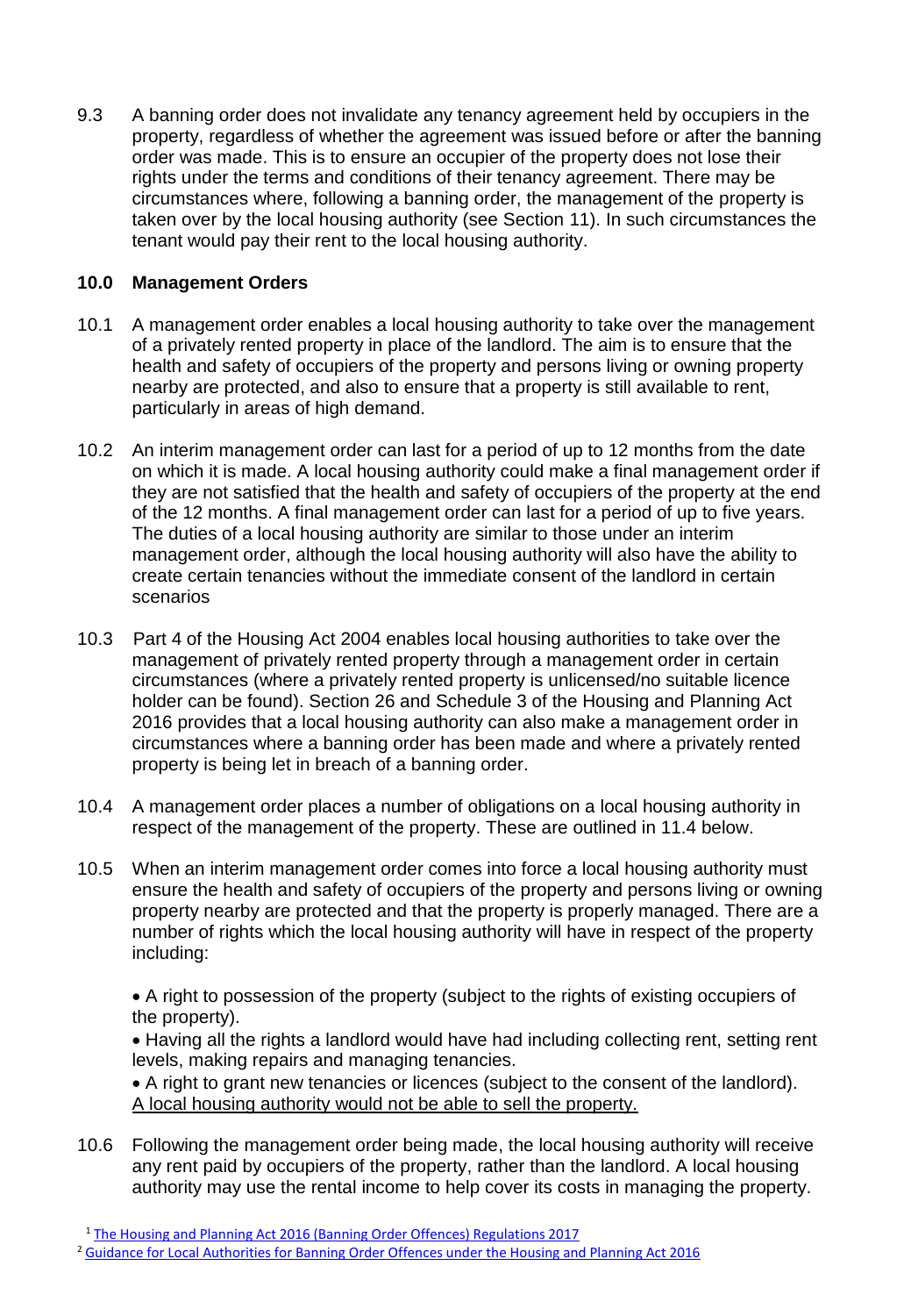9.3 A banning order does not invalidate any tenancy agreement held by occupiers in the property, regardless of whether the agreement was issued before or after the banning order was made. This is to ensure an occupier of the property does not lose their rights under the terms and conditions of their tenancy agreement. There may be circumstances where, following a banning order, the management of the property is taken over by the local housing authority (see Section 11). In such circumstances the tenant would pay their rent to the local housing authority.

## 10.0 Management Orders

10.1 A management order enables a local housing authority to take over the management of a privately rented property in place of the landlord. The aim is to ensure that the health and safety of occupiers of the property and persons living or owning property nearby are protected, and also to ensure that a property is still available to rent, particularly in areas of high demand.

10.2 An interim management order can last for a period of up to 12 months from the date on which it is made. A local housing authority could make a final management order if they are not satisfied that the health and safety of occupiers of the property at the end of the 12 months. A final management order can last for a period of up to five years. The duties of a local housing authority are similar to those under an interim management order, although the local housing authority will also have the ability to create certain tenancies without the immediate consent of the landlord in certain scenarios

10.3 Part 4 of the Housing Act 2004 enables local housing authorities to take over the management of privately rented property through a management order in certain circumstances (where a privately rented property is unlicensed/no suitable licence holder can be found). Section 26 and Schedule 3 of the Housing and Planning Act 2016 provides that a local housing authority can also make a management order in circumstances where a banning order has been made and where a privately rented property is being let in breach of a banning order.

10.4 A management order places a number of obligations on a local housing authority in respect of the management of the property. These are outlined in 11.4 below.

10.5 When an interim management order comes into force a local housing authority must ensure the health and safety of occupiers of the property and persons living or owning property nearby are protected and that the property is properly managed. There are a number of rights which the local housing authority will have in respect of the property including:

- A right to possession of the property (subject to the rights of existing occupiers of the property).
- Having all the rights a landlord would have had including collecting rent, setting rent levels, making repairs and managing tenancies.
- A right to grant new tenancies or licences (subject to the consent of the landlord).

<u>A local housing authority would not be able to sell the property.</u>

10.6 Following the management order being made, the local housing authority will receive any rent paid by occupiers of the property, rather than the landlord. A local housing authority may use the rental income to help cover its costs in managing the property.

[1] The Housing and Planning Act 2016 (Banning Order Offences) Regulations 2017

[2] Guidance for Local Authorities for Banning Order Offences under the Housing and Planning Act 2016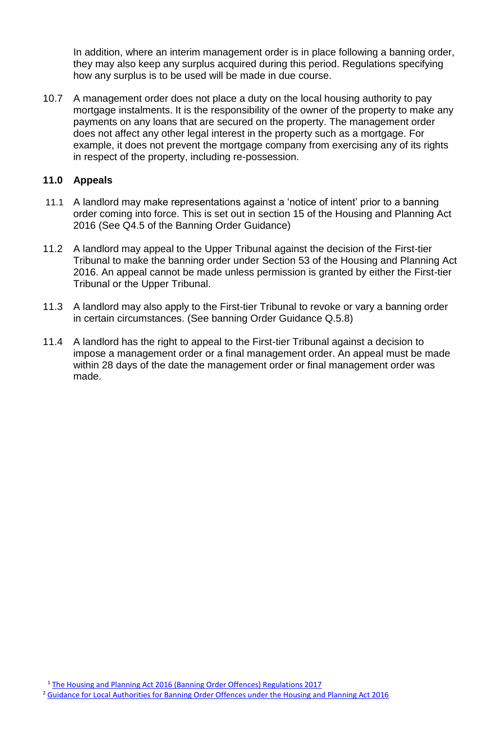In addition, where an interim management order is in place following a banning order, they may also keep any surplus acquired during this period. Regulations specifying how any surplus is to be used will be made in due course.

10.7 A management order does not place a duty on the local housing authority to pay mortgage instalments. It is the responsibility of the owner of the property to make any payments on any loans that are secured on the property. The management order does not affect any other legal interest in the property such as a mortgage. For example, it does not prevent the mortgage company from exercising any of its rights in respect of the property, including re-possession.

## 11.0 Appeals

11.1 A landlord may make representations against a 'notice of intent' prior to a banning order coming into force. This is set out in section 15 of the Housing and Planning Act 2016 (See Q4.5 of the Banning Order Guidance)

11.2 A landlord may appeal to the Upper Tribunal against the decision of the First-tier Tribunal to make the banning order under Section 53 of the Housing and Planning Act 2016. An appeal cannot be made unless permission is granted by either the First-tier Tribunal or the Upper Tribunal.

11.3 A landlord may also apply to the First-tier Tribunal to revoke or vary a banning order in certain circumstances. (See banning Order Guidance Q.5.8)

11.4 A landlord has the right to appeal to the First-tier Tribunal against a decision to impose a management order or a final management order. An appeal must be made within 28 days of the date the management order or final management order was made.

[1] The Housing and Planning Act 2016 (Banning Order Offences) Regulations 2017

[2] Guidance for Local Authorities for Banning Order Offences under the Housing and Planning Act 2016